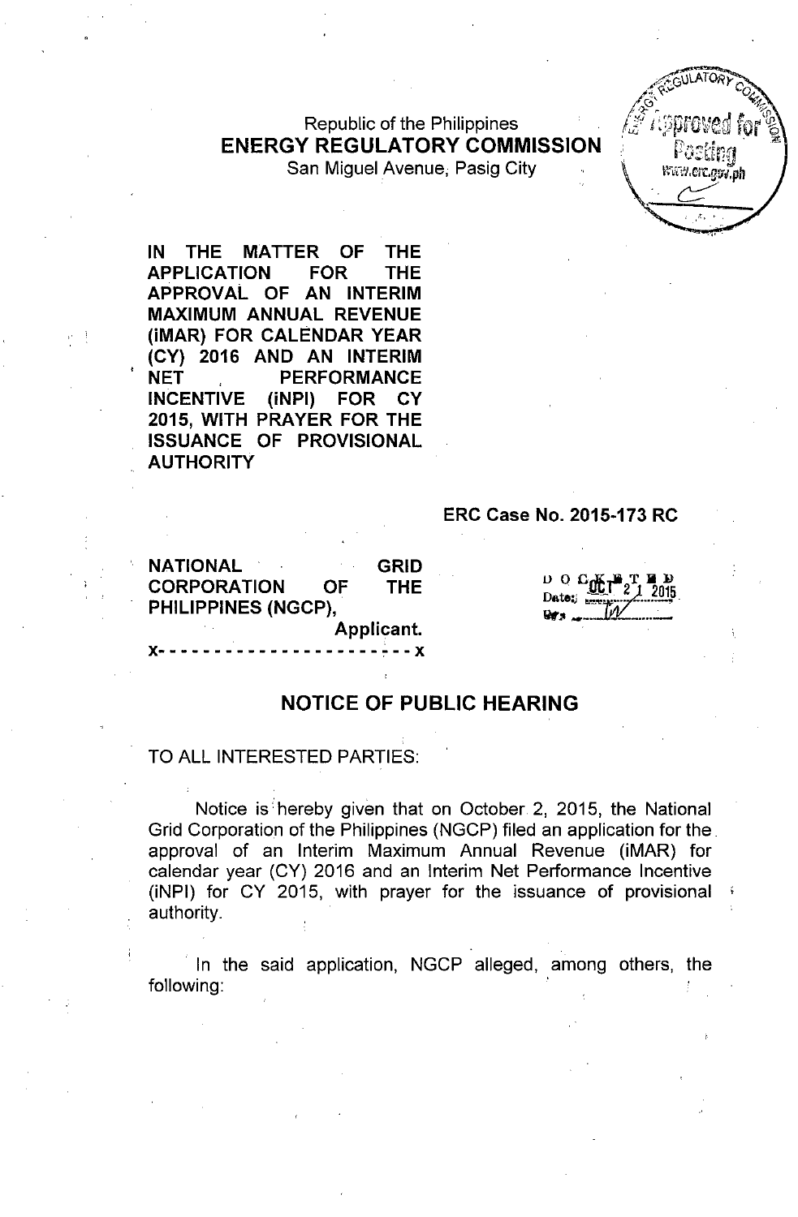Republic of the Philippines
**ENERGY REGULATORY COMMISSION**
San Miguel Avenue, Pasig City

**IN THE MATTER OF THE APPLICATION FOR THE APPROVAL OF AN INTERIM MAXIMUM ANNUAL REVENUE (iMAR) FOR CALENDAR YEAR (CY) 2016 AND AN INTERIM NET PERFORMANCE INCENTIVE (iNPI) FOR CY 2015, WITH PRAYER FOR THE ISSUANCE OF PROVISIONAL AUTHORITY**

**ERC Case No. 2015-173 RC**

**NATIONAL GRID CORPORATION OF THE PHILIPPINES (NGCP),**
**Applicant.**
x- - - - - - - - - - - - - - - - - - - - - - - x

DOCKETED
Date: OCT 21 2015

## NOTICE OF PUBLIC HEARING

TO ALL INTERESTED PARTIES:

Notice is hereby given that on October 2, 2015, the National Grid Corporation of the Philippines (NGCP) filed an application for the approval of an Interim Maximum Annual Revenue (iMAR) for calendar year (CY) 2016 and an Interim Net Performance Incentive (iNPI) for CY 2015, with prayer for the issuance of provisional authority.

In the said application, NGCP alleged, among others, the following: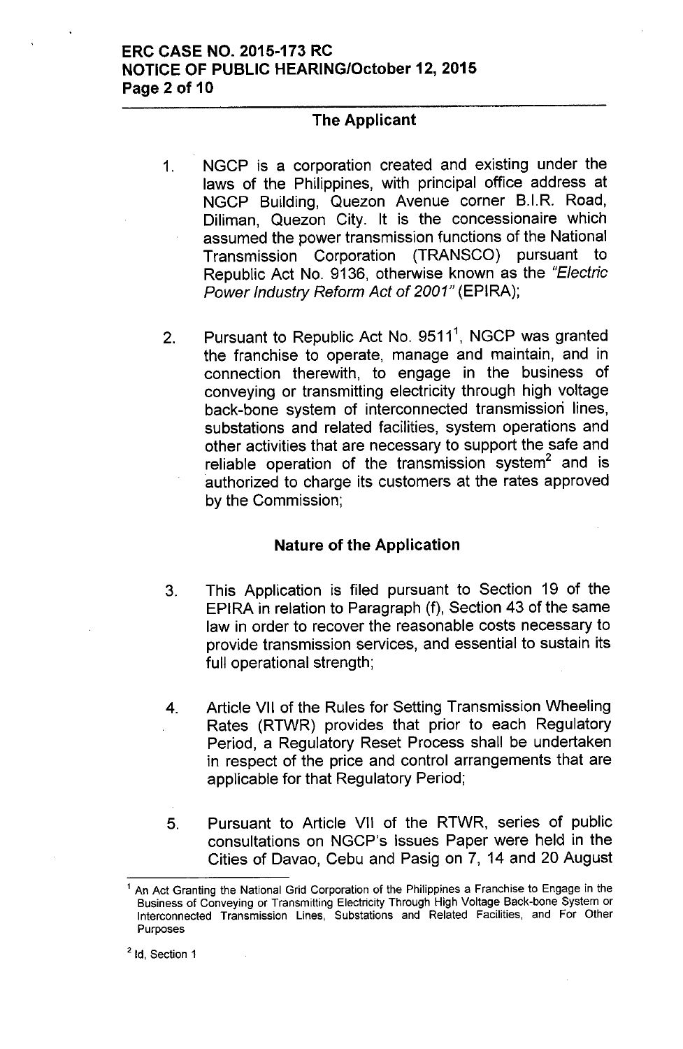## The Applicant

1. NGCP is a corporation created and existing under the laws of the Philippines, with principal office address at NGCP Building, Quezon Avenue corner B.I.R. Road, Diliman, Quezon City. It is the concessionaire which assumed the power transmission functions of the National Transmission Corporation (TRANSCO) pursuant to Republic Act No. 9136, otherwise known as the *"Electric Power Industry Reform Act of 2001"* (EPIRA);

2. Pursuant to Republic Act No. 9511[1], NGCP was granted the franchise to operate, manage and maintain, and in connection therewith, to engage in the business of conveying or transmitting electricity through high voltage back-bone system of interconnected transmission lines, substations and related facilities, system operations and other activities that are necessary to support the safe and reliable operation of the transmission system[2] and is authorized to charge its customers at the rates approved by the Commission;

## Nature of the Application

3. This Application is filed pursuant to Section 19 of the EPIRA in relation to Paragraph (f), Section 43 of the same law in order to recover the reasonable costs necessary to provide transmission services, and essential to sustain its full operational strength;

4. Article VII of the Rules for Setting Transmission Wheeling Rates (RTWR) provides that prior to each Regulatory Period, a Regulatory Reset Process shall be undertaken in respect of the price and control arrangements that are applicable for that Regulatory Period;

5. Pursuant to Article VII of the RTWR, series of public consultations on NGCP's Issues Paper were held in the Cities of Davao, Cebu and Pasig on 7, 14 and 20 August

---

[1] An Act Granting the National Grid Corporation of the Philippines a Franchise to Engage in the Business of Conveying or Transmitting Electricity Through High Voltage Back-bone System or Interconnected Transmission Lines, Substations and Related Facilities, and For Other Purposes

[2] Id, Section 1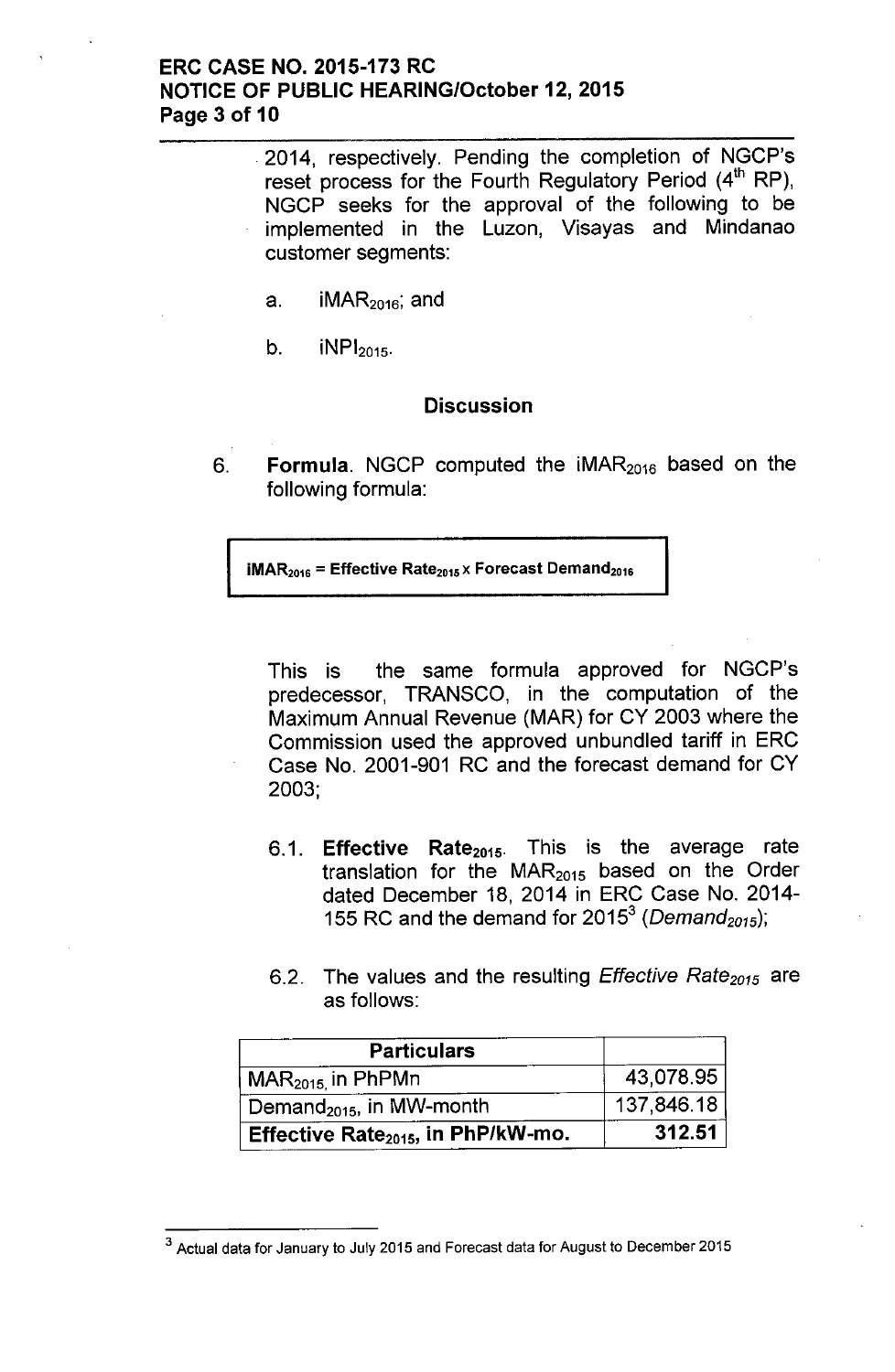2014, respectively. Pending the completion of NGCP's reset process for the Fourth Regulatory Period (4th RP), NGCP seeks for the approval of the following to be implemented in the Luzon, Visayas and Mindanao customer segments:

a. $iMAR_{2016}$; and

b. $iNPI_{2015}$.

### Discussion

6. **Formula**. NGCP computed the $iMAR_{2016}$ based on the following formula:

$$\textbf{iMAR}_{2016} = \textbf{Effective Rate}_{2015} \times \textbf{Forecast Demand}_{2016}$$

This is the same formula approved for NGCP's predecessor, TRANSCO, in the computation of the Maximum Annual Revenue (MAR) for CY 2003 where the Commission used the approved unbundled tariff in ERC Case No. 2001-901 RC and the forecast demand for CY 2003;

6.1. **Effective $Rate_{2015}$**. This is the average rate translation for the $MAR_{2015}$ based on the Order dated December 18, 2014 in ERC Case No. 2014-155 RC and the demand for 2015[3] (*$Demand_{2015}$*);

6.2. The values and the resulting *Effective $Rate_{2015}$* are as follows:

| Particulars | |
|---|---|
| $MAR_{2015}$, in PhPMn | 43,078.95 |
| $Demand_{2015}$, in MW-month | 137,846.18 |
| **Effective $Rate_{2015}$, in PhP/kW-mo.** | **312.51** |

[3] Actual data for January to July 2015 and Forecast data for August to December 2015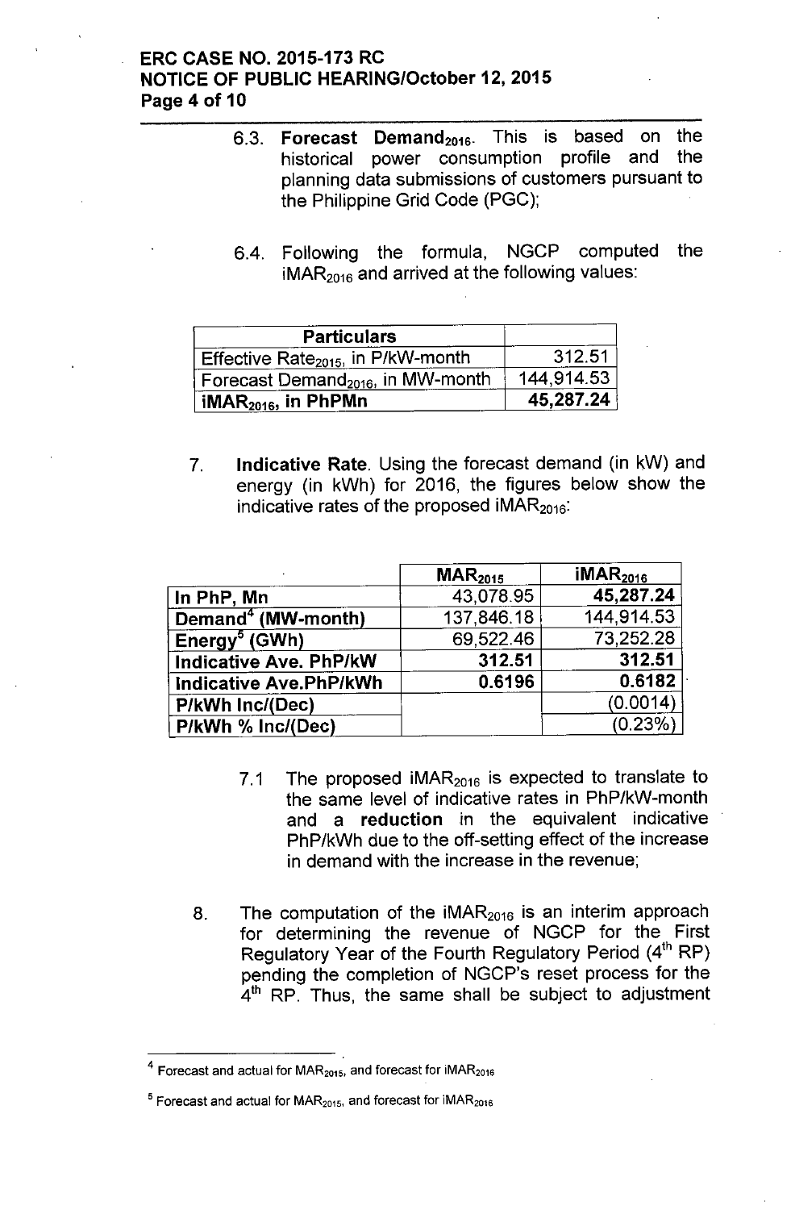6.3. **Forecast Demand$_{2016}$**. This is based on the historical power consumption profile and the planning data submissions of customers pursuant to the Philippine Grid Code (PGC);

6.4. Following the formula, NGCP computed the $iMAR_{2016}$ and arrived at the following values:

| **Particulars** | |
|---|---|
| Effective Rate$_{2015}$, in P/kW-month | 312.51 |
| Forecast Demand$_{2016}$, in MW-month | 144,914.53 |
| **iMAR$_{2016}$, in PhPMn** | **45,287.24** |

7. **Indicative Rate**. Using the forecast demand (in kW) and energy (in kWh) for 2016, the figures below show the indicative rates of the proposed $iMAR_{2016}$:

| | **MAR$_{2015}$** | **iMAR$_{2016}$** |
|---|---|---|
| **In PhP, Mn** | 43,078.95 | **45,287.24** |
| **Demand[4] (MW-month)** | 137,846.18 | 144,914.53 |
| **Energy[5] (GWh)** | 69,522.46 | 73,252.28 |
| **Indicative Ave. PhP/kW** | **312.51** | **312.51** |
| **Indicative Ave.PhP/kWh** | **0.6196** | **0.6182** |
| **P/kWh Inc/(Dec)** | | (0.0014) |
| **P/kWh % Inc/(Dec)** | | (0.23%) |

7.1 The proposed $iMAR_{2016}$ is expected to translate to the same level of indicative rates in PhP/kW-month and a **reduction** in the equivalent indicative PhP/kWh due to the off-setting effect of the increase in demand with the increase in the revenue;

8. The computation of the $iMAR_{2016}$ is an interim approach for determining the revenue of NGCP for the First Regulatory Year of the Fourth Regulatory Period (4th RP) pending the completion of NGCP's reset process for the 4th RP. Thus, the same shall be subject to adjustment

---

[4] Forecast and actual for $MAR_{2015}$, and forecast for $iMAR_{2016}$

[5] Forecast and actual for $MAR_{2015}$, and forecast for $iMAR_{2016}$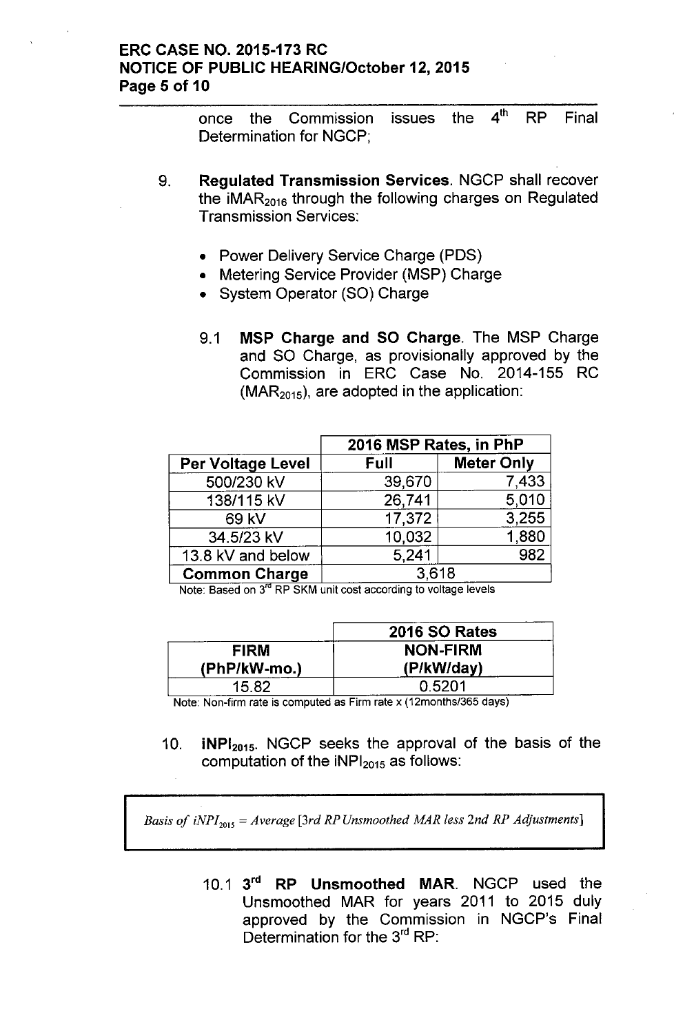once the Commission issues the 4[th] RP Final Determination for NGCP;

9. **Regulated Transmission Services**. NGCP shall recover the $iMAR_{2016}$ through the following charges on Regulated Transmission Services:

   - Power Delivery Service Charge (PDS)
   - Metering Service Provider (MSP) Charge
   - System Operator (SO) Charge

   9.1 **MSP Charge and SO Charge**. The MSP Charge and SO Charge, as provisionally approved by the Commission in ERC Case No. 2014-155 RC ($MAR_{2015}$), are adopted in the application:

| | 2016 MSP Rates, in PhP | |
|---|---|---|
| **Per Voltage Level** | **Full** | **Meter Only** |
| 500/230 kV | 39,670 | 7,433 |
| 138/115 kV | 26,741 | 5,010 |
| 69 kV | 17,372 | 3,255 |
| 34.5/23 kV | 10,032 | 1,880 |
| 13.8 kV and below | 5,241 | 982 |
| **Common Charge** | 3,618 | |

Note: Based on 3[rd] RP SKM unit cost according to voltage levels

| 2016 SO Rates | |
|---|---|
| **FIRM (PhP/kW-mo.)** | **NON-FIRM (P/kW/day)** |
| 15.82 | 0.5201 |

Note: Non-firm rate is computed as Firm rate x (12months/365 days)

10. **$iNPI_{2015}$**. NGCP seeks the approval of the basis of the computation of the $iNPI_{2015}$ as follows:

*Basis of $iNPI_{2015}$ = Average [3rd RP Unsmoothed MAR less 2nd RP Adjustments]*

   10.1 **3[rd] RP Unsmoothed MAR**. NGCP used the Unsmoothed MAR for years 2011 to 2015 duly approved by the Commission in NGCP's Final Determination for the 3[rd] RP: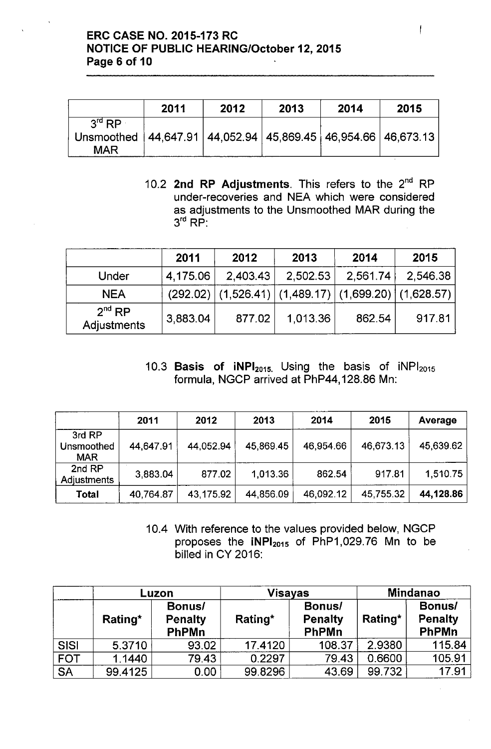| | 2011 | 2012 | 2013 | 2014 | 2015 |
|---|---|---|---|---|---|
| 3rd RP Unsmoothed MAR | 44,647.91 | 44,052.94 | 45,869.45 | 46,954.66 | 46,673.13 |

10.2 **2nd RP Adjustments**. This refers to the 2nd RP under-recoveries and NEA which were considered as adjustments to the Unsmoothed MAR during the 3rd RP:

| | 2011 | 2012 | 2013 | 2014 | 2015 |
|---|---|---|---|---|---|
| Under | 4,175.06 | 2,403.43 | 2,502.53 | 2,561.74 | 2,546.38 |
| NEA | (292.02) | (1,526.41) | (1,489.17) | (1,699.20) | (1,628.57) |
| 2nd RP Adjustments | 3,883.04 | 877.02 | 1,013.36 | 862.54 | 917.81 |

10.3 **Basis of $iNPI_{2015}$**. Using the basis of $iNPI_{2015}$ formula, NGCP arrived at PhP44,128.86 Mn:

| | 2011 | 2012 | 2013 | 2014 | 2015 | Average |
|---|---|---|---|---|---|---|
| 3rd RP Unsmoothed MAR | 44,647.91 | 44,052.94 | 45,869.45 | 46,954.66 | 46,673.13 | 45,639.62 |
| 2nd RP Adjustments | 3,883.04 | 877.02 | 1,013.36 | 862.54 | 917.81 | 1,510.75 |
| **Total** | 40,764.87 | 43,175.92 | 44,856.09 | 46,092.12 | 45,755.32 | **44,128.86** |

10.4 With reference to the values provided below, NGCP proposes the $iNPI_{2015}$ of PhP1,029.76 Mn to be billed in CY 2016:

| | Luzon | | Visayas | | Mindanao | |
|---|---|---|---|---|---|---|
| | Rating* | Bonus/ Penalty PhPMn | Rating* | Bonus/ Penalty PhPMn | Rating* | Bonus/ Penalty PhPMn |
| SISI | 5.3710 | 93.02 | 17.4120 | 108.37 | 2.9380 | 115.84 |
| FOT | 1.1440 | 79.43 | 0.2297 | 79.43 | 0.6600 | 105.91 |
| SA | 99.4125 | 0.00 | 99.8296 | 43.69 | 99.732 | 17.91 |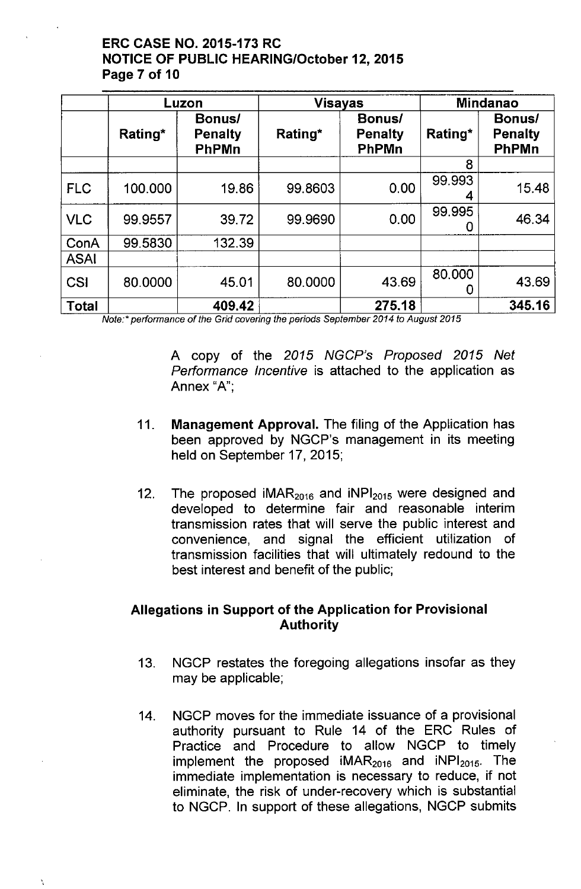| | Luzon | | Visayas | | Mindanao | |
|---|---|---|---|---|---|---|
| | Rating* | Bonus/ Penalty PhPMn | Rating* | Bonus/ Penalty PhPMn | Rating* | Bonus/ Penalty PhPMn |
| | | | | | 8 | |
| FLC | 100.000 | 19.86 | 99.8603 | 0.00 | 99.9934 | 15.48 |
| VLC | 99.9557 | 39.72 | 99.9690 | 0.00 | 99.9950 | 46.34 |
| ConA | 99.5830 | 132.39 | | | | |
| ASAI | | | | | | |
| CSI | 80.0000 | 45.01 | 80.0000 | 43.69 | 80.0000 | 43.69 |
| **Total** | | **409.42** | | **275.18** | | **345.16** |

*Note:\* performance of the Grid covering the periods September 2014 to August 2015*

A copy of the *2015 NGCP's Proposed 2015 Net Performance Incentive* is attached to the application as Annex "A";

11. **Management Approval.** The filing of the Application has been approved by NGCP's management in its meeting held on September 17, 2015;

12. The proposed $iMAR_{2016}$ and $iNPI_{2015}$ were designed and developed to determine fair and reasonable interim transmission rates that will serve the public interest and convenience, and signal the efficient utilization of transmission facilities that will ultimately redound to the best interest and benefit of the public;

### Allegations in Support of the Application for Provisional Authority

13. NGCP restates the foregoing allegations insofar as they may be applicable;

14. NGCP moves for the immediate issuance of a provisional authority pursuant to Rule 14 of the ERC Rules of Practice and Procedure to allow NGCP to timely implement the proposed $iMAR_{2016}$ and $iNPI_{2015}$. The immediate implementation is necessary to reduce, if not eliminate, the risk of under-recovery which is substantial to NGCP. In support of these allegations, NGCP submits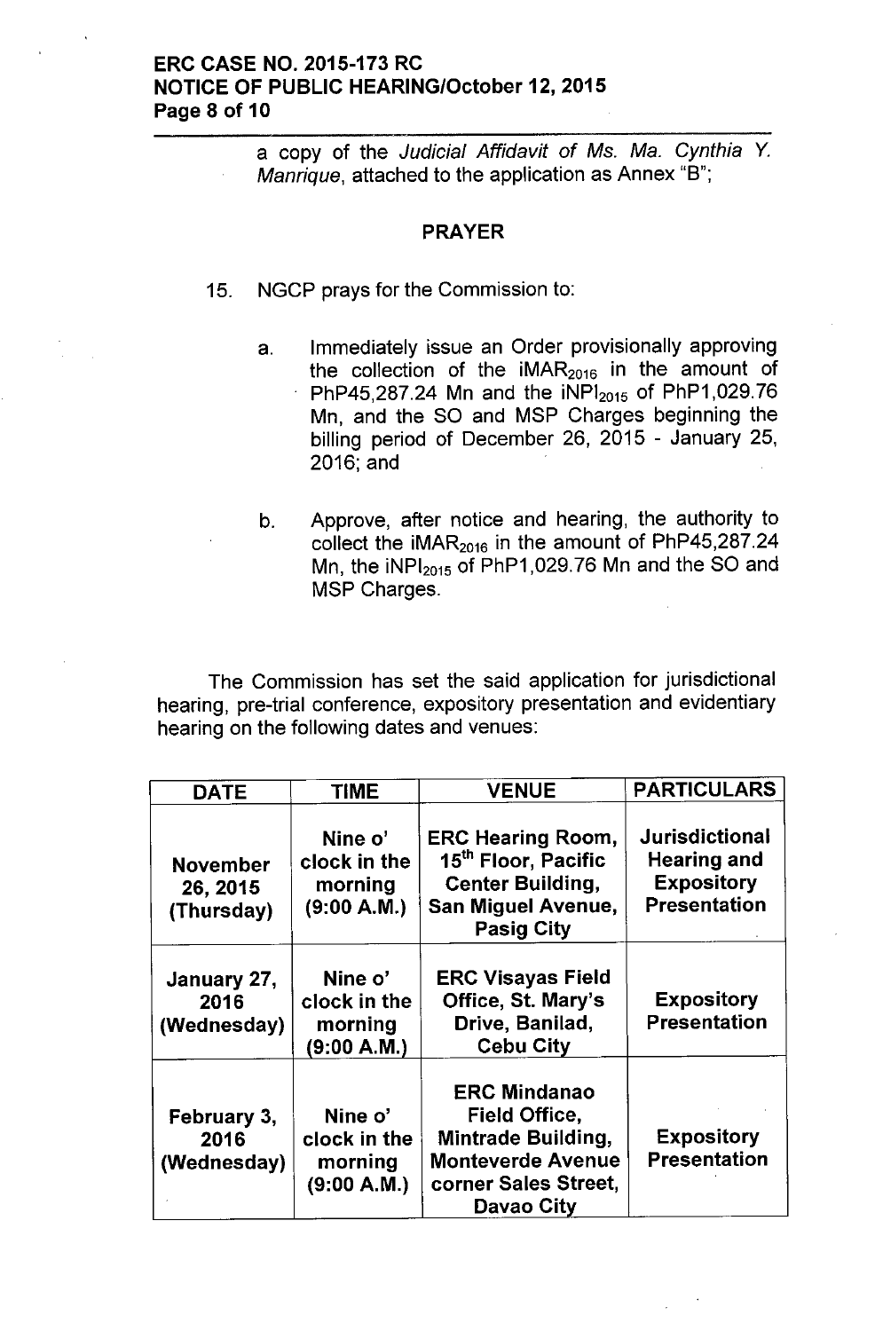a copy of the *Judicial Affidavit of Ms. Ma. Cynthia Y. Manrique*, attached to the application as Annex "B";

## PRAYER

15. NGCP prays for the Commission to:

   a. Immediately issue an Order provisionally approving the collection of the $iMAR_{2016}$ in the amount of PhP45,287.24 Mn and the $iNPI_{2015}$ of PhP1,029.76 Mn, and the SO and MSP Charges beginning the billing period of December 26, 2015 - January 25, 2016; and

   b. Approve, after notice and hearing, the authority to collect the $iMAR_{2016}$ in the amount of PhP45,287.24 Mn, the $iNPI_{2015}$ of PhP1,029.76 Mn and the SO and MSP Charges.

The Commission has set the said application for jurisdictional hearing, pre-trial conference, expository presentation and evidentiary hearing on the following dates and venues:

| DATE | TIME | VENUE | PARTICULARS |
|---|---|---|---|
| **November 26, 2015 (Thursday)** | **Nine o' clock in the morning (9:00 A.M.)** | **ERC Hearing Room, 15th Floor, Pacific Center Building, San Miguel Avenue, Pasig City** | **Jurisdictional Hearing and Expository Presentation** |
| **January 27, 2016 (Wednesday)** | **Nine o' clock in the morning (9:00 A.M.)** | **ERC Visayas Field Office, St. Mary's Drive, Banilad, Cebu City** | **Expository Presentation** |
| **February 3, 2016 (Wednesday)** | **Nine o' clock in the morning (9:00 A.M.)** | **ERC Mindanao Field Office, Mintrade Building, Monteverde Avenue corner Sales Street, Davao City** | **Expository Presentation** |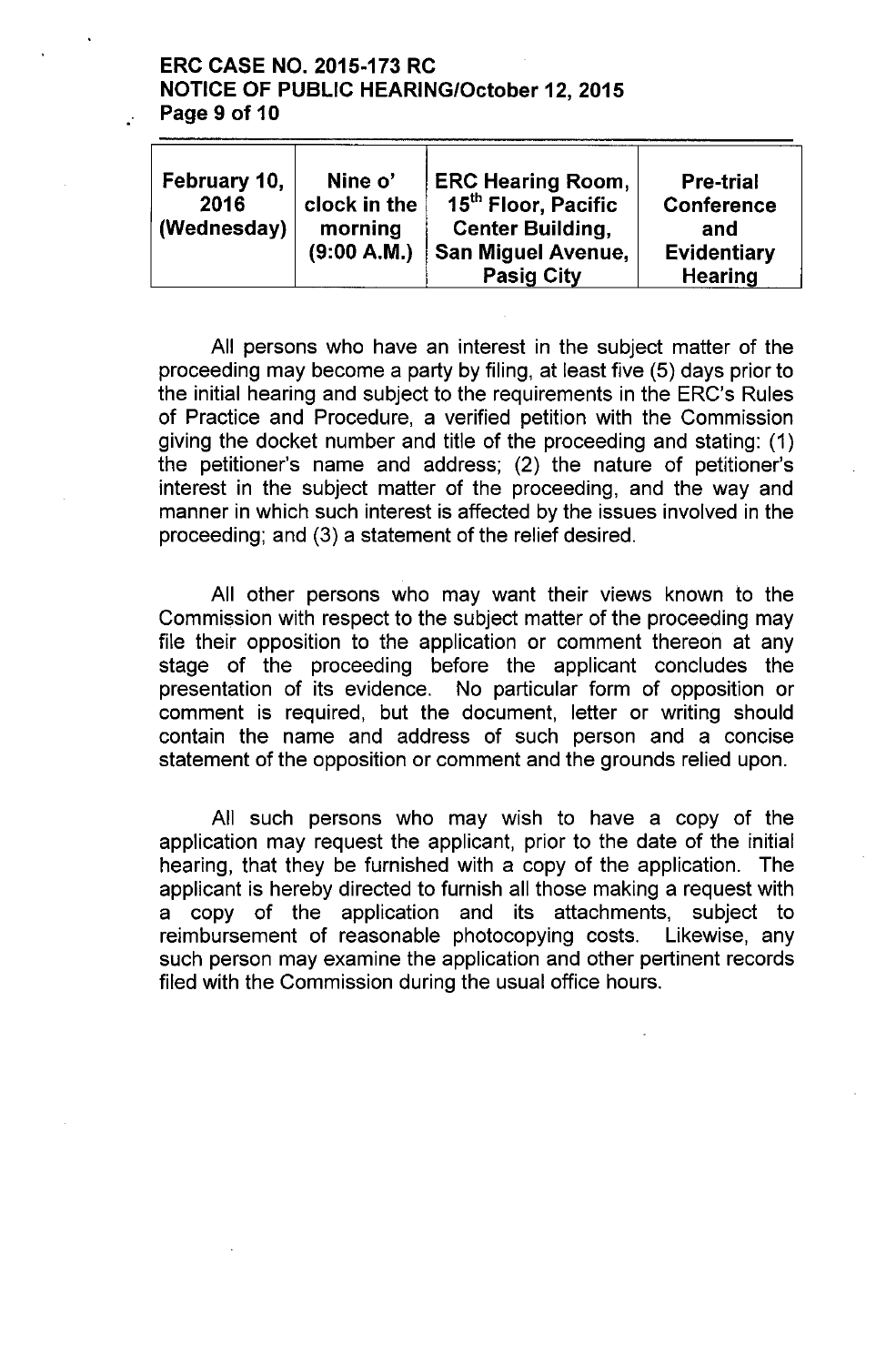| February 10, 2016 (Wednesday) | Nine o' clock in the morning (9:00 A.M.) | ERC Hearing Room, 15th Floor, Pacific Center Building, San Miguel Avenue, Pasig City | Pre-trial Conference and Evidentiary Hearing |
|---|---|---|---|

All persons who have an interest in the subject matter of the proceeding may become a party by filing, at least five (5) days prior to the initial hearing and subject to the requirements in the ERC's Rules of Practice and Procedure, a verified petition with the Commission giving the docket number and title of the proceeding and stating: (1) the petitioner's name and address; (2) the nature of petitioner's interest in the subject matter of the proceeding, and the way and manner in which such interest is affected by the issues involved in the proceeding; and (3) a statement of the relief desired.

All other persons who may want their views known to the Commission with respect to the subject matter of the proceeding may file their opposition to the application or comment thereon at any stage of the proceeding before the applicant concludes the presentation of its evidence. No particular form of opposition or comment is required, but the document, letter or writing should contain the name and address of such person and a concise statement of the opposition or comment and the grounds relied upon.

All such persons who may wish to have a copy of the application may request the applicant, prior to the date of the initial hearing, that they be furnished with a copy of the application. The applicant is hereby directed to furnish all those making a request with a copy of the application and its attachments, subject to reimbursement of reasonable photocopying costs. Likewise, any such person may examine the application and other pertinent records filed with the Commission during the usual office hours.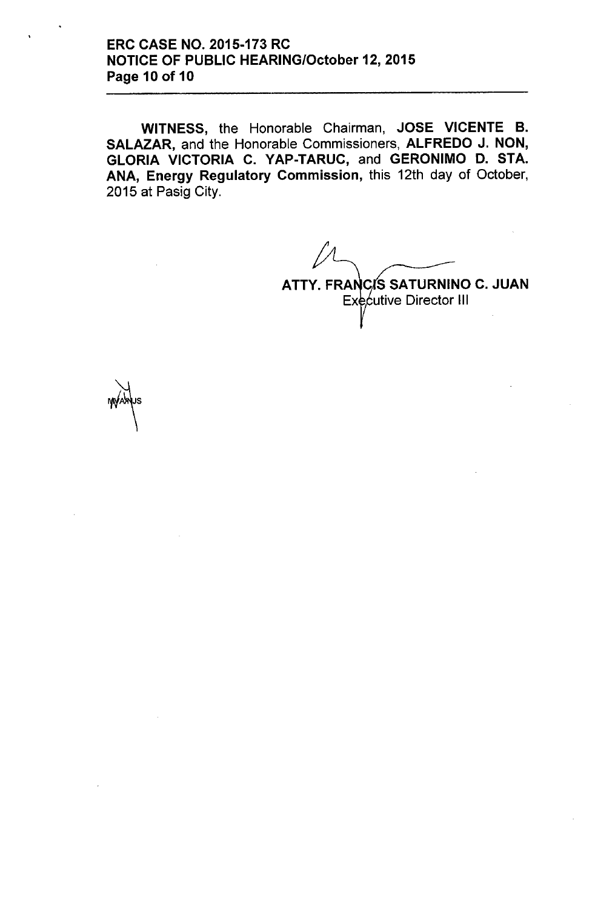**WITNESS**, the Honorable Chairman, **JOSE VICENTE B. SALAZAR**, and the Honorable Commissioners, **ALFREDO J. NON, GLORIA VICTORIA C. YAP-TARUC**, and **GERONIMO D. STA. ANA, Energy Regulatory Commission**, this 12th day of October, 2015 at Pasig City.

**ATTY. FRANCIS SATURNINO C. JUAN**
Executive Director III

MVA/NJS